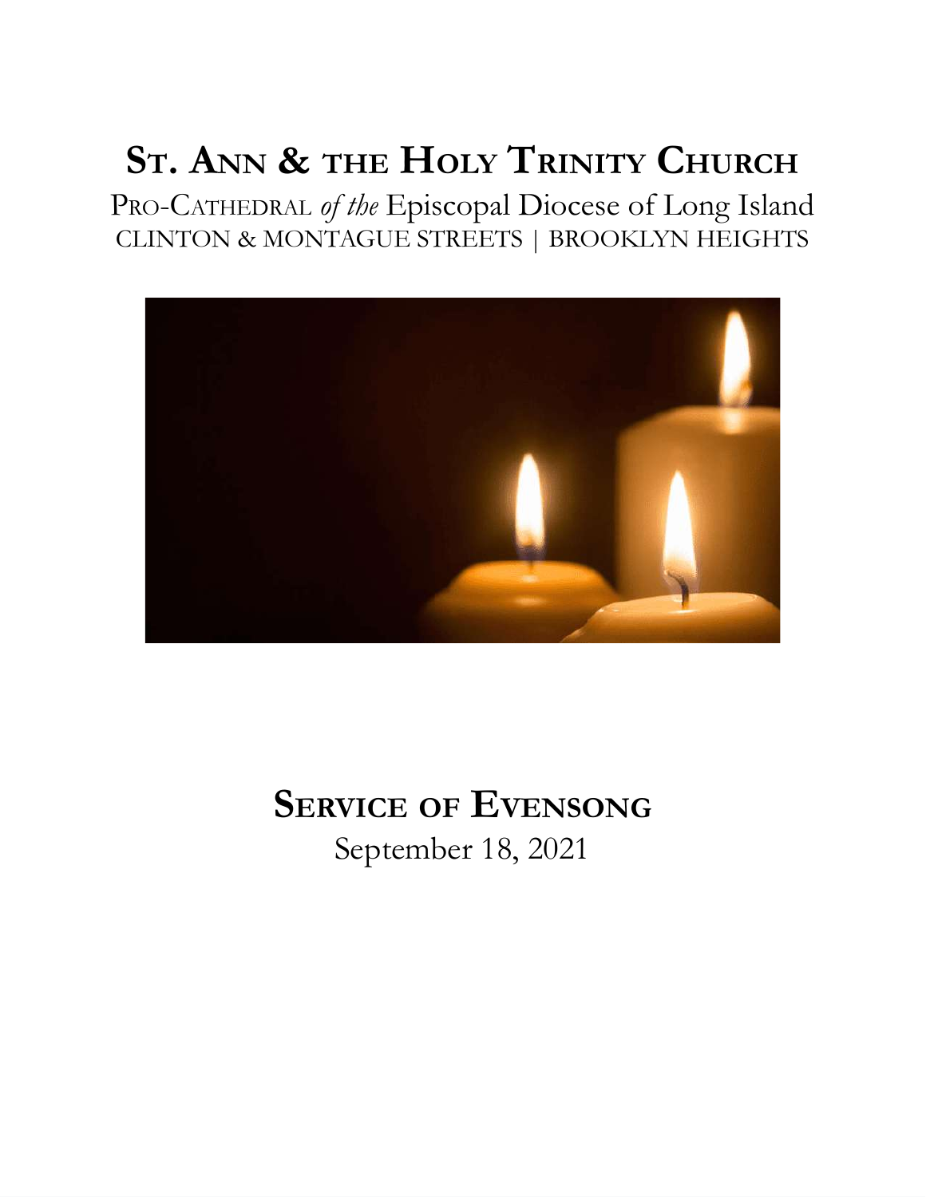# St. Ann & the Holy Trinity Church

Pro-Cathedral *of the* Episcopal Diocese of Long Island

CLINTON & MONTAGUE STREETS | BROOKLYN HEIGHTS

# Service of Evensong

September 18, 2021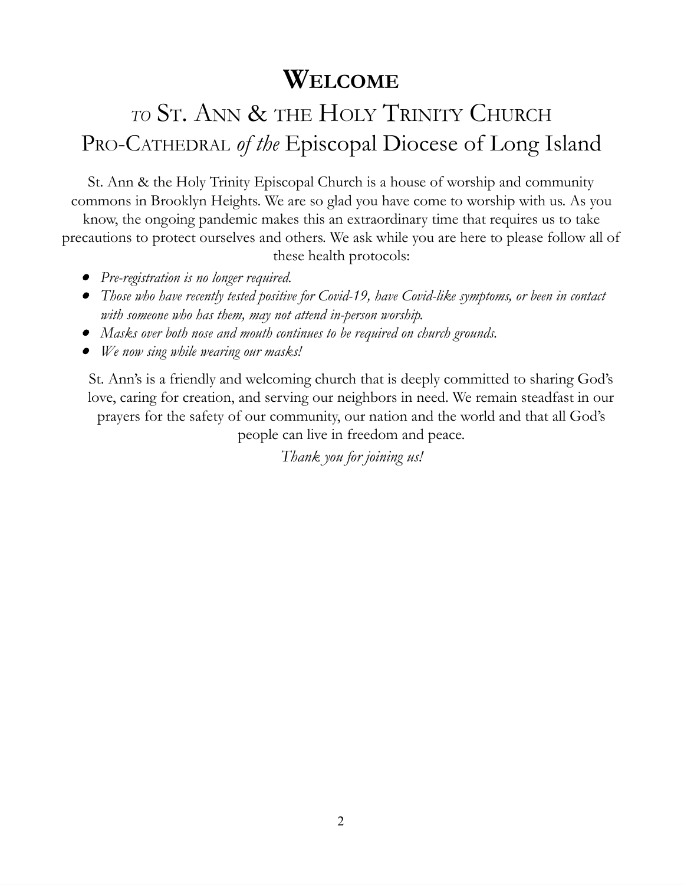# Welcome

## *to* St. Ann & the Holy Trinity Church
## Pro-Cathedral *of the* Episcopal Diocese of Long Island

St. Ann & the Holy Trinity Episcopal Church is a house of worship and community commons in Brooklyn Heights. We are so glad you have come to worship with us. As you know, the ongoing pandemic makes this an extraordinary time that requires us to take precautions to protect ourselves and others. We ask while you are here to please follow all of these health protocols:

- *Pre-registration is no longer required.*
- *Those who have recently tested positive for Covid-19, have Covid-like symptoms, or been in contact with someone who has them, may not attend in-person worship.*
- *Masks over both nose and mouth continues to be required on church grounds.*
- *We now sing while wearing our masks!*

St. Ann's is a friendly and welcoming church that is deeply committed to sharing God's love, caring for creation, and serving our neighbors in need. We remain steadfast in our prayers for the safety of our community, our nation and the world and that all God's people can live in freedom and peace.

*Thank you for joining us!*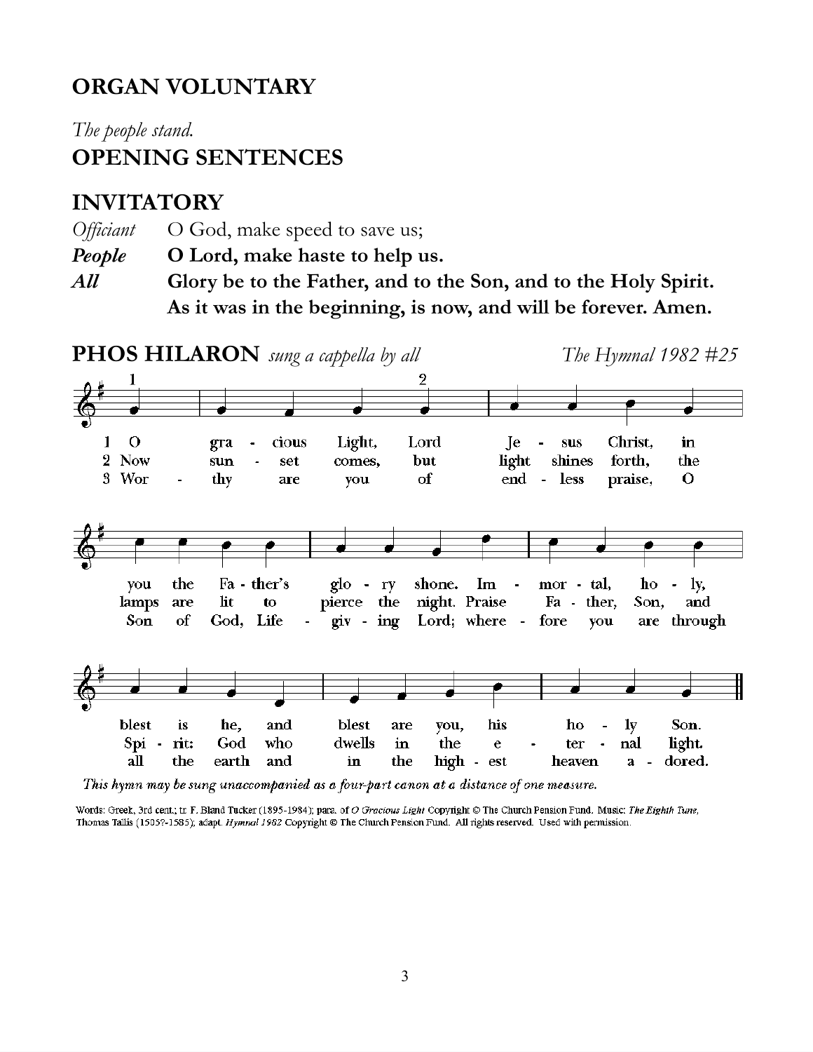## ORGAN VOLUNTARY

*The people stand.*

## OPENING SENTENCES

## INVITATORY

| | |
|---|---|
| *Officiant* | O God, make speed to save us; |
| ***People*** | **O Lord, make haste to help us.** |
| ***All*** | **Glory be to the Father, and to the Son, and to the Holy Spirit. As it was in the beginning, is now, and will be forever. Amen.** |

## PHOS HILARON *sung a cappella by all* 

*The Hymnal 1982 #25*

1 O gracious Light, Lord Jesus Christ, in you the Father's glory shone. Immortal, holy, blest is he, and blest are you, his holy Son.

2 Now sunset comes, but light shines forth, the lamps are lit to pierce the night. Praise Father, Son, and Spirit: God who dwells in the eternal light.

3 Worthy are you of endless praise, O Son of God, Life-giving Lord; wherefore you are through all the earth and in the highest heaven adored.

*This hymn may be sung unaccompanied as a four-part canon at a distance of one measure.*

Words: Greek, 3rd cent.; tr. F. Bland Tucker (1895-1984); para. of *O Gracious Light* Copyright © The Church Pension Fund. Music: *The Eighth Tune,* Thomas Tallis (1505?-1585); adapt. *Hymnal 1982* Copyright © The Church Pension Fund. All rights reserved. Used with permission.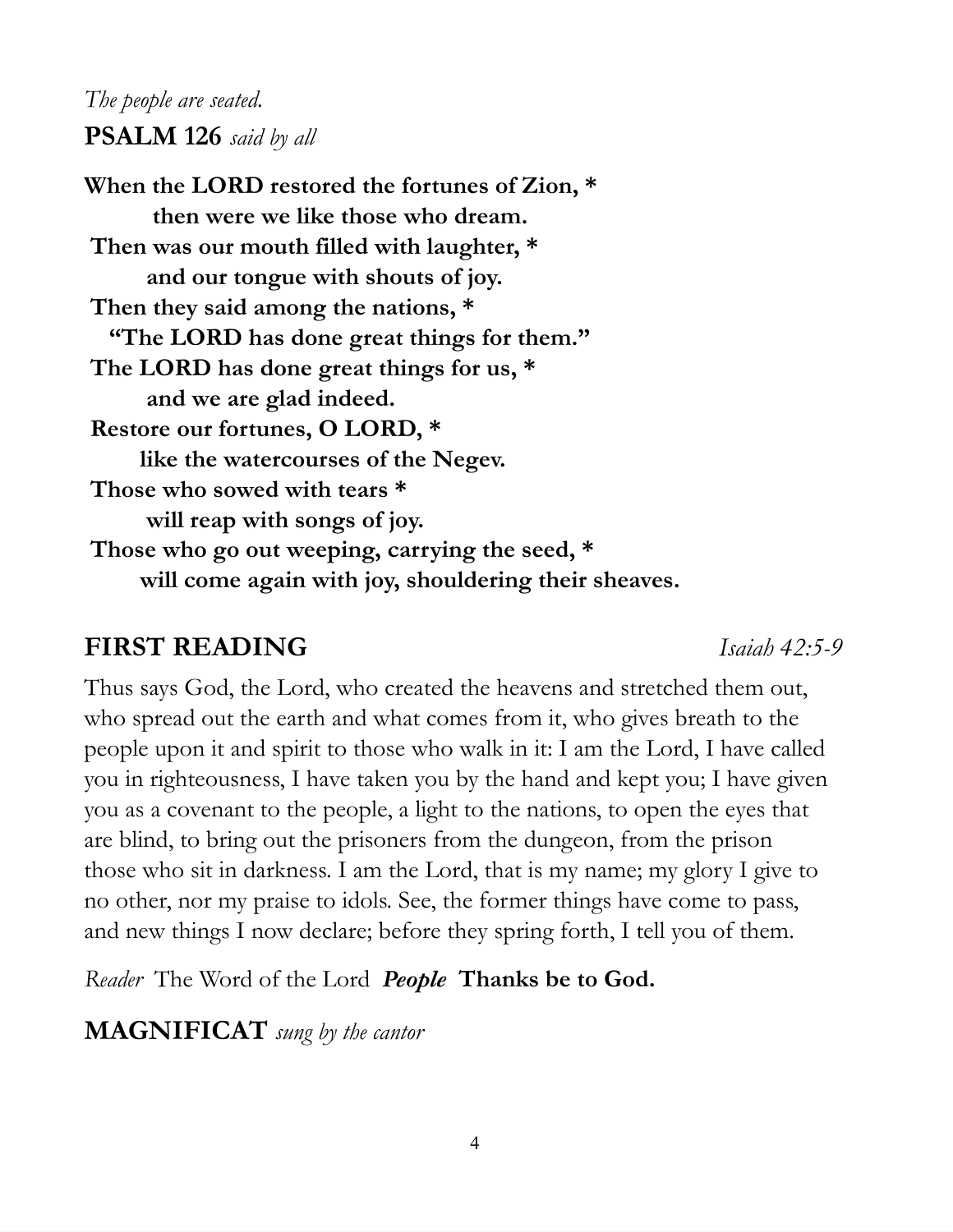*The people are seated.*

**PSALM 126** *said by all*

**When the LORD restored the fortunes of Zion, *
then were we like those who dream.
Then was our mouth filled with laughter, *
and our tongue with shouts of joy.
Then they said among the nations, *
"The LORD has done great things for them."
The LORD has done great things for us, *
and we are glad indeed.
Restore our fortunes, O LORD, *
like the watercourses of the Negev.
Those who sowed with tears *
will reap with songs of joy.
Those who go out weeping, carrying the seed, *
will come again with joy, shouldering their sheaves.**

## FIRST READING *Isaiah 42:5-9*

Thus says God, the Lord, who created the heavens and stretched them out, who spread out the earth and what comes from it, who gives breath to the people upon it and spirit to those who walk in it: I am the Lord, I have called you in righteousness, I have taken you by the hand and kept you; I have given you as a covenant to the people, a light to the nations, to open the eyes that are blind, to bring out the prisoners from the dungeon, from the prison those who sit in darkness. I am the Lord, that is my name; my glory I give to no other, nor my praise to idols. See, the former things have come to pass, and new things I now declare; before they spring forth, I tell you of them.

*Reader* The Word of the Lord ***People*** **Thanks be to God.**

**MAGNIFICAT** *sung by the cantor*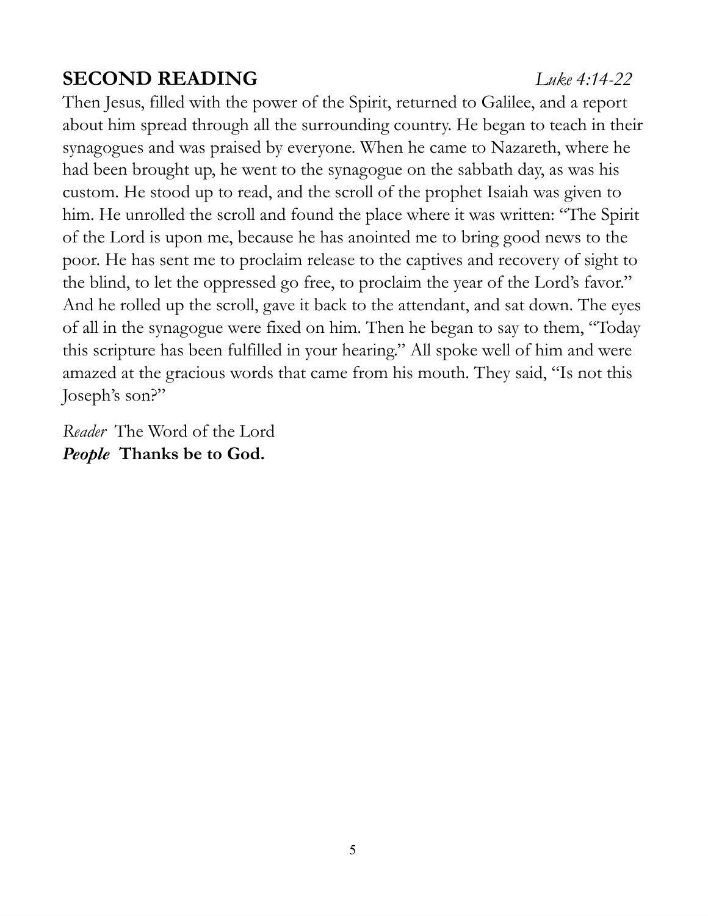## SECOND READING *Luke 4:14-22*

Then Jesus, filled with the power of the Spirit, returned to Galilee, and a report about him spread through all the surrounding country. He began to teach in their synagogues and was praised by everyone. When he came to Nazareth, where he had been brought up, he went to the synagogue on the sabbath day, as was his custom. He stood up to read, and the scroll of the prophet Isaiah was given to him. He unrolled the scroll and found the place where it was written: "The Spirit of the Lord is upon me, because he has anointed me to bring good news to the poor. He has sent me to proclaim release to the captives and recovery of sight to the blind, to let the oppressed go free, to proclaim the year of the Lord's favor." And he rolled up the scroll, gave it back to the attendant, and sat down. The eyes of all in the synagogue were fixed on him. Then he began to say to them, "Today this scripture has been fulfilled in your hearing." All spoke well of him and were amazed at the gracious words that came from his mouth. They said, "Is not this Joseph's son?"

*Reader* The Word of the Lord
***People*** **Thanks be to God.**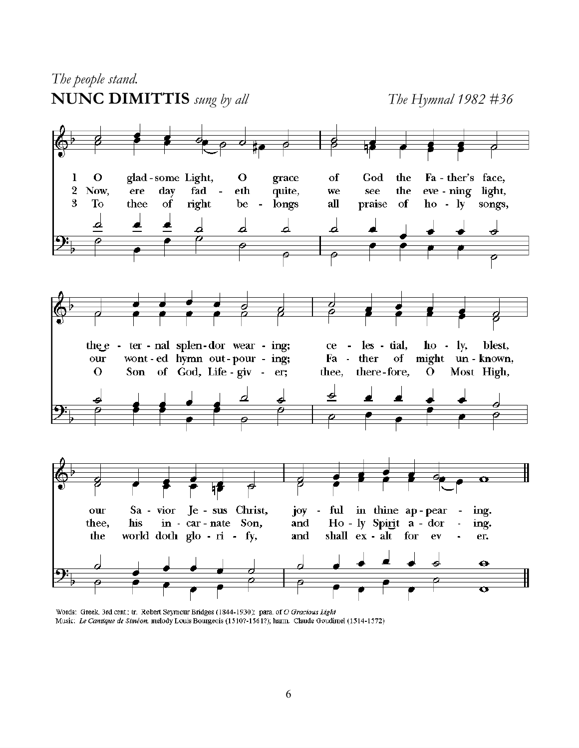*The people stand.*

**NUNC DIMITTIS** *sung by all* *The Hymnal 1982 #36*

1 O gladsome Light, O grace of God the Father's face, the eternal splendor wearing; celestial, holy, blest, our Savior Jesus Christ, joyful in thine appearing.

2 Now, ere day fadeth quite, we see the evening light, our wonted hymn outpouring; Father of might unknown, thee, his incarnate Son, and Holy Spirit adoring.

3 To thee of right belongs all praise of holy songs, O Son of God, Lifegiver; thee, therefore, O Most High, the world doth glorify, and shall exalt for ever.

Words: Greek, 3rd cent.; tr. Robert Seymour Bridges (1844-1930); para. of *O Gracious Light*
Music: *Le Cantique de Siméon*, melody Louis Bourgeois (1510?-1561?); harm. Claude Goudimel (1514-1572)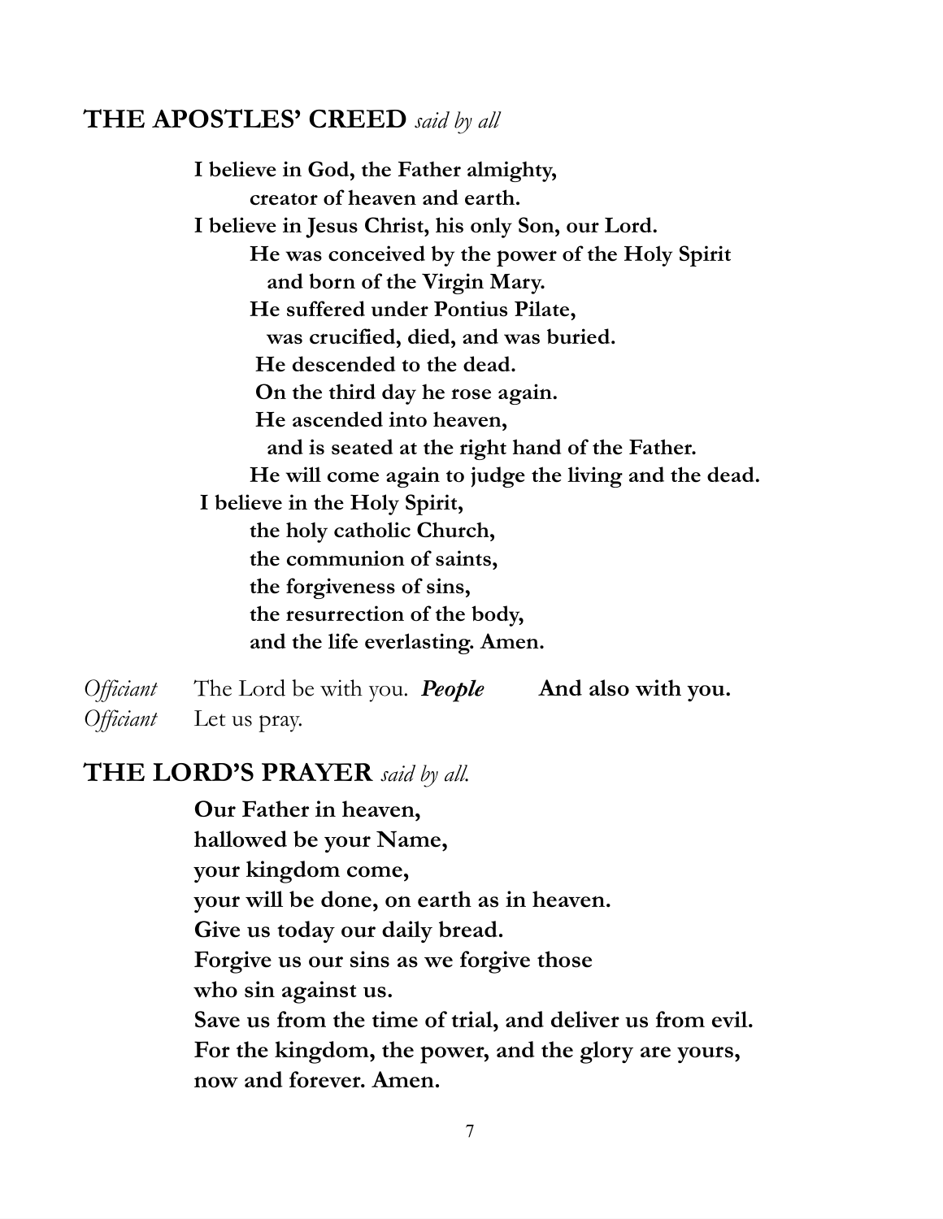## THE APOSTLES' CREED *said by all*

**I believe in God, the Father almighty,**
**creator of heaven and earth.**
**I believe in Jesus Christ, his only Son, our Lord.**
**He was conceived by the power of the Holy Spirit**
**and born of the Virgin Mary.**
**He suffered under Pontius Pilate,**
**was crucified, died, and was buried.**
**He descended to the dead.**
**On the third day he rose again.**
**He ascended into heaven,**
**and is seated at the right hand of the Father.**
**He will come again to judge the living and the dead.**
**I believe in the Holy Spirit,**
**the holy catholic Church,**
**the communion of saints,**
**the forgiveness of sins,**
**the resurrection of the body,**
**and the life everlasting. Amen.**

*Officiant* The Lord be with you. ***People*** **And also with you.**
*Officiant* Let us pray.

## THE LORD'S PRAYER *said by all.*

**Our Father in heaven,**
**hallowed be your Name,**
**your kingdom come,**
**your will be done, on earth as in heaven.**
**Give us today our daily bread.**
**Forgive us our sins as we forgive those**
**who sin against us.**
**Save us from the time of trial, and deliver us from evil.**
**For the kingdom, the power, and the glory are yours,**
**now and forever. Amen.**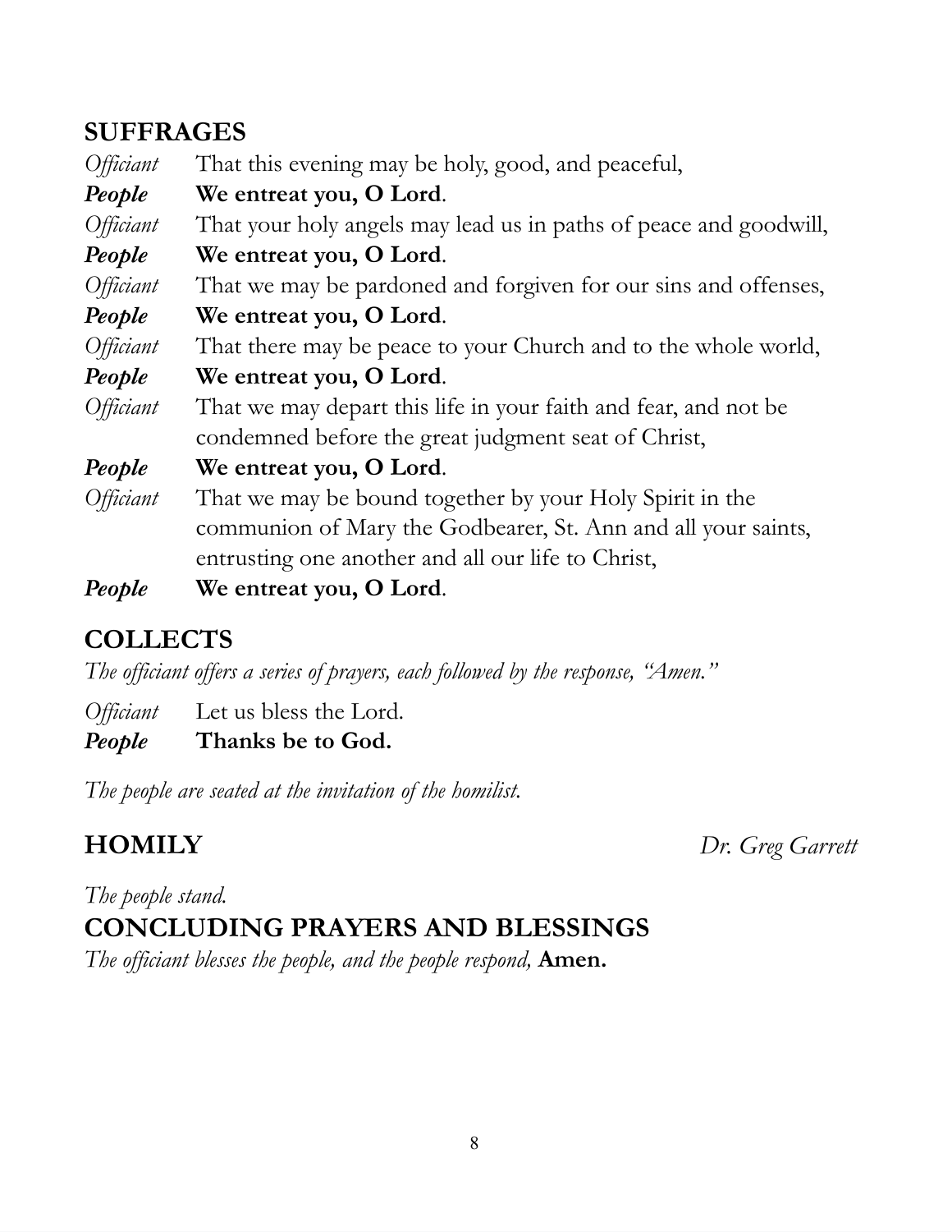## SUFFRAGES

*Officiant* That this evening may be holy, good, and peaceful,

***People*** **We entreat you, O Lord**.

*Officiant* That your holy angels may lead us in paths of peace and goodwill,

***People*** **We entreat you, O Lord**.

*Officiant* That we may be pardoned and forgiven for our sins and offenses,

***People*** **We entreat you, O Lord**.

*Officiant* That there may be peace to your Church and to the whole world,

***People*** **We entreat you, O Lord**.

*Officiant* That we may depart this life in your faith and fear, and not be condemned before the great judgment seat of Christ,

***People*** **We entreat you, O Lord**.

*Officiant* That we may be bound together by your Holy Spirit in the communion of Mary the Godbearer, St. Ann and all your saints, entrusting one another and all our life to Christ,

***People*** **We entreat you, O Lord**.

## COLLECTS

*The officiant offers a series of prayers, each followed by the response, "Amen."*

*Officiant* Let us bless the Lord.

***People*** **Thanks be to God.**

*The people are seated at the invitation of the homilist.*

## HOMILY *Dr. Greg Garrett*

*The people stand.*

## CONCLUDING PRAYERS AND BLESSINGS

*The officiant blesses the people, and the people respond,* **Amen.**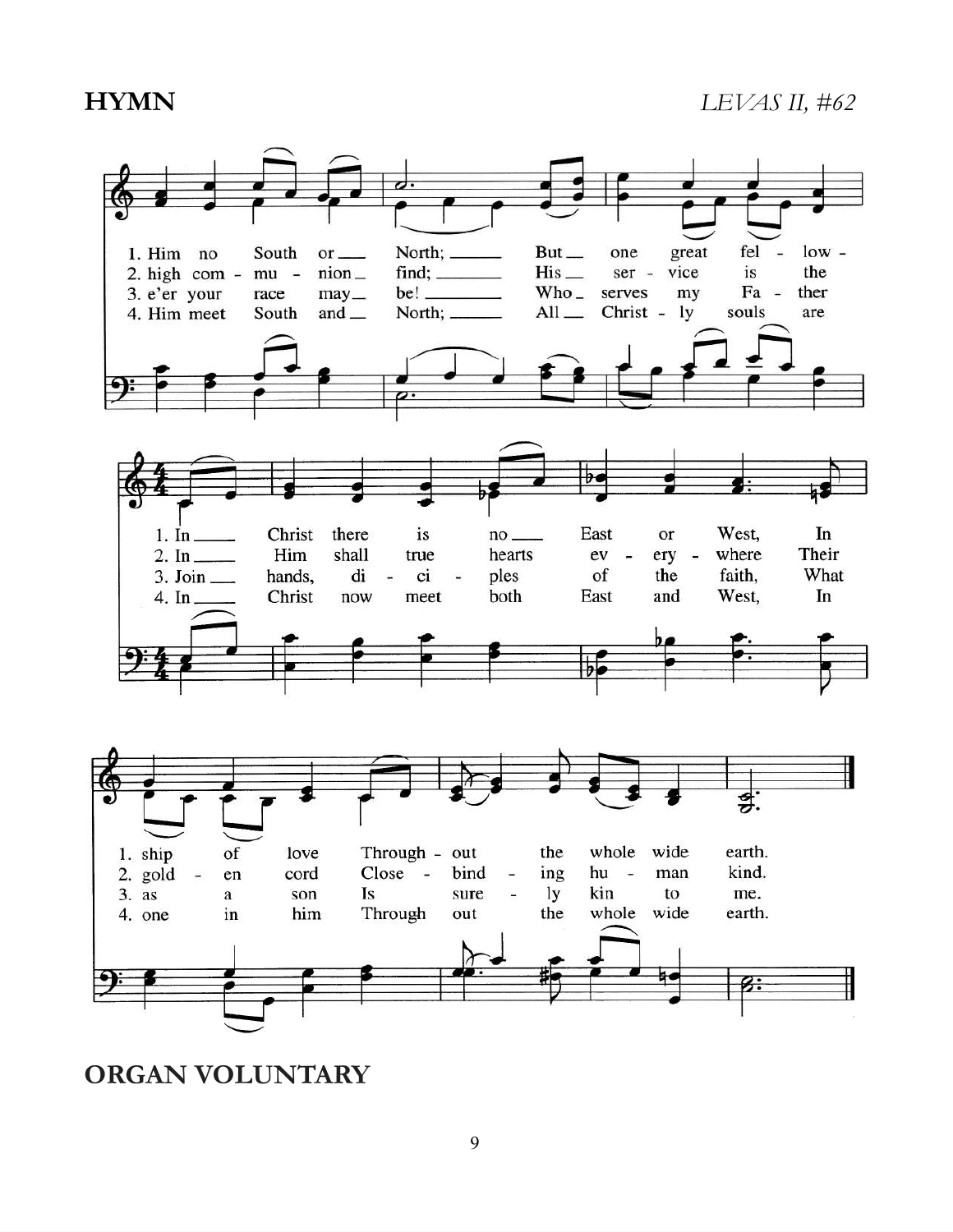**HYMN** *LEVAS II, #62*

1. In Christ there is no East or West, In him no South or North; But one great fellowship of love Throughout the whole wide earth.

2. In Him shall true hearts everywhere Their high communion find; His service is the golden cord Close-binding human kind.

3. Join hands, disciples of the faith, What e'er your race may be! Who serves my Father as a son Is surely kin to me.

4. In Christ now meet both East and West, In Him meet South and North; All Christly souls are one in him Through out the whole wide earth.

## ORGAN VOLUNTARY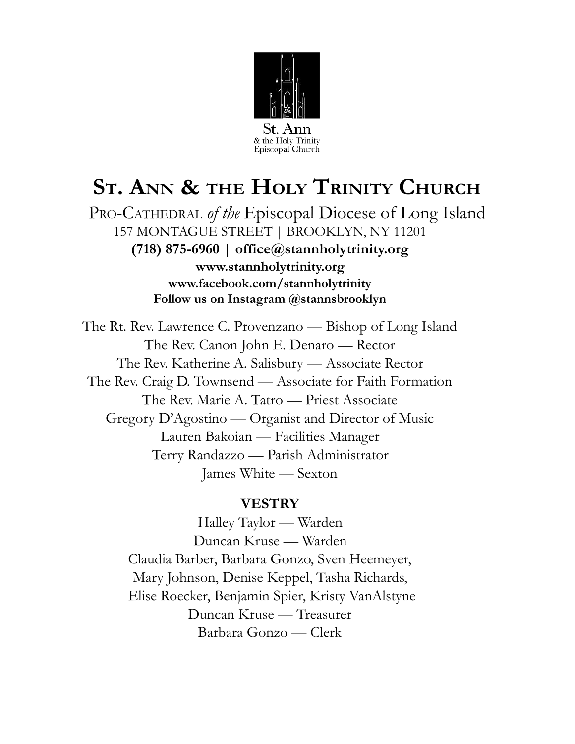St. Ann
& the Holy Trinity
Episcopal Church

# St. Ann & the Holy Trinity Church

Pro-Cathedral *of the* Episcopal Diocese of Long Island
157 MONTAGUE STREET | BROOKLYN, NY 11201
**(718) 875-6960 | office@stannholytrinity.org**
**www.stannholytrinity.org**
**www.facebook.com/stannholytrinity**
**Follow us on Instagram @stannsbrooklyn**

The Rt. Rev. Lawrence C. Provenzano — Bishop of Long Island
The Rev. Canon John E. Denaro — Rector
The Rev. Katherine A. Salisbury — Associate Rector
The Rev. Craig D. Townsend — Associate for Faith Formation
The Rev. Marie A. Tatro — Priest Associate
Gregory D'Agostino — Organist and Director of Music
Lauren Bakoian — Facilities Manager
Terry Randazzo — Parish Administrator
James White — Sexton

**VESTRY**

Halley Taylor — Warden
Duncan Kruse — Warden
Claudia Barber, Barbara Gonzo, Sven Heemeyer,
Mary Johnson, Denise Keppel, Tasha Richards,
Elise Roecker, Benjamin Spier, Kristy VanAlstyne
Duncan Kruse — Treasurer
Barbara Gonzo — Clerk